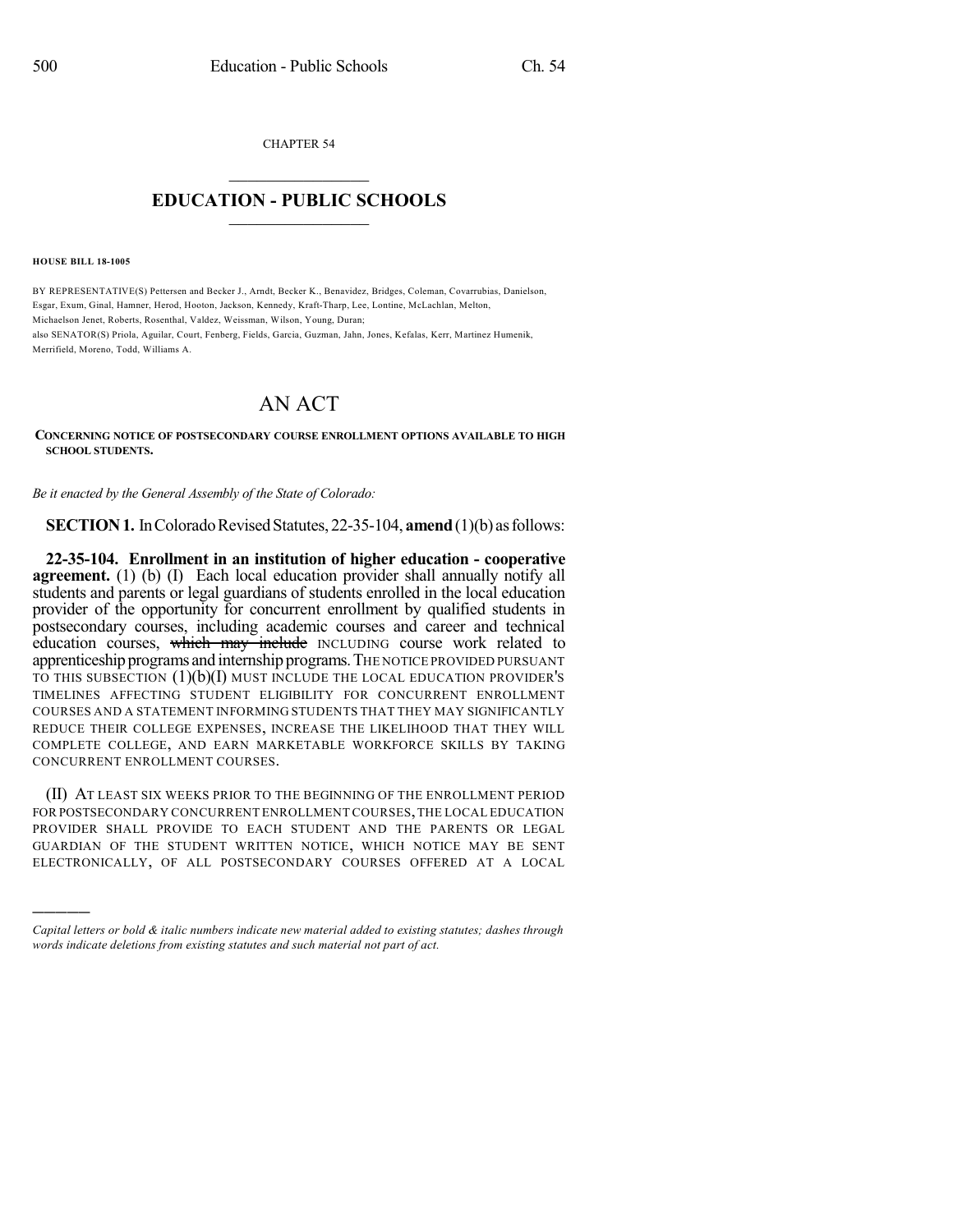CHAPTER 54

# EDUCATION - PUBLIC SCHOOLS

**HOUSE BILL 18-1005**

BY REPRESENTATIVE(S) Pettersen and Becker J., Arndt, Becker K., Benavidez, Bridges, Coleman, Covarrubias, Danielson, Esgar, Exum, Ginal, Hamner, Herod, Hooton, Jackson, Kennedy, Kraft-Tharp, Lee, Lontine, McLachlan, Melton, Michaelson Jenet, Roberts, Rosenthal, Valdez, Weissman, Wilson, Young, Duran;
also SENATOR(S) Priola, Aguilar, Court, Fenberg, Fields, Garcia, Guzman, Jahn, Jones, Kefalas, Kerr, Martinez Humenik, Merrifield, Moreno, Todd, Williams A.

# AN ACT

**CONCERNING NOTICE OF POSTSECONDARY COURSE ENROLLMENT OPTIONS AVAILABLE TO HIGH SCHOOL STUDENTS.**

*Be it enacted by the General Assembly of the State of Colorado:*

**SECTION 1.** In Colorado Revised Statutes, 22-35-104, **amend** (1)(b) as follows:

**22-35-104. Enrollment in an institution of higher education - cooperative agreement.** (1) (b) (I) Each local education provider shall annually notify all students and parents or legal guardians of students enrolled in the local education provider of the opportunity for concurrent enrollment by qualified students in postsecondary courses, including academic courses and career and technical education courses, ~~which may include~~ INCLUDING course work related to apprenticeship programs and internship programs. THE NOTICE PROVIDED PURSUANT TO THIS SUBSECTION (1)(b)(I) MUST INCLUDE THE LOCAL EDUCATION PROVIDER'S TIMELINES AFFECTING STUDENT ELIGIBILITY FOR CONCURRENT ENROLLMENT COURSES AND A STATEMENT INFORMING STUDENTS THAT THEY MAY SIGNIFICANTLY REDUCE THEIR COLLEGE EXPENSES, INCREASE THE LIKELIHOOD THAT THEY WILL COMPLETE COLLEGE, AND EARN MARKETABLE WORKFORCE SKILLS BY TAKING CONCURRENT ENROLLMENT COURSES.

(II) AT LEAST SIX WEEKS PRIOR TO THE BEGINNING OF THE ENROLLMENT PERIOD FOR POSTSECONDARY CONCURRENT ENROLLMENT COURSES, THE LOCAL EDUCATION PROVIDER SHALL PROVIDE TO EACH STUDENT AND THE PARENTS OR LEGAL GUARDIAN OF THE STUDENT WRITTEN NOTICE, WHICH NOTICE MAY BE SENT ELECTRONICALLY, OF ALL POSTSECONDARY COURSES OFFERED AT A LOCAL

---

*Capital letters or bold & italic numbers indicate new material added to existing statutes; dashes through words indicate deletions from existing statutes and such material not part of act.*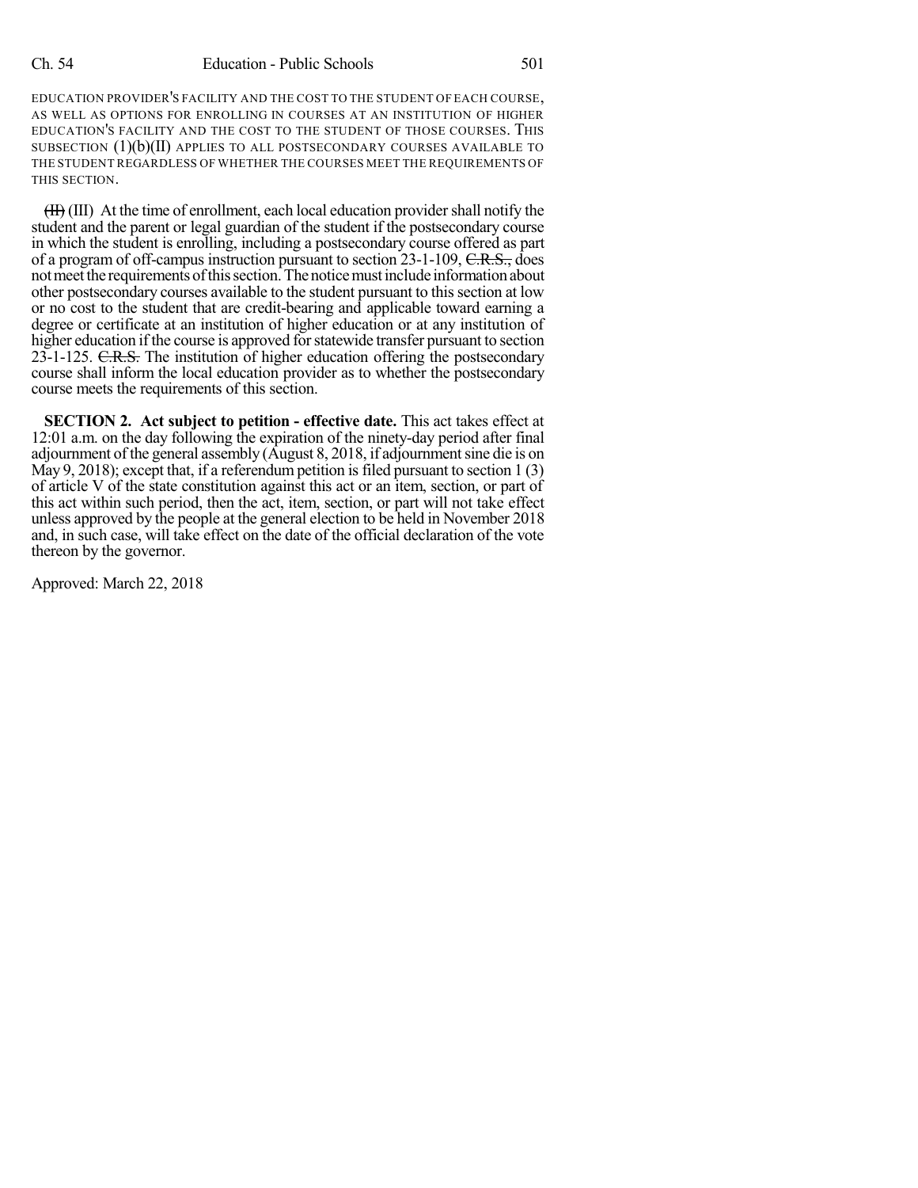EDUCATION PROVIDER'S FACILITY AND THE COST TO THE STUDENT OF EACH COURSE, AS WELL AS OPTIONS FOR ENROLLING IN COURSES AT AN INSTITUTION OF HIGHER EDUCATION'S FACILITY AND THE COST TO THE STUDENT OF THOSE COURSES. THIS SUBSECTION (1)(b)(II) APPLIES TO ALL POSTSECONDARY COURSES AVAILABLE TO THE STUDENT REGARDLESS OF WHETHER THE COURSES MEET THE REQUIREMENTS OF THIS SECTION.

~~(II)~~ (III) At the time of enrollment, each local education provider shall notify the student and the parent or legal guardian of the student if the postsecondary course in which the student is enrolling, including a postsecondary course offered as part of a program of off-campus instruction pursuant to section 23-1-109, ~~C.R.S.,~~ does not meet the requirements of this section. The notice must include information about other postsecondary courses available to the student pursuant to this section at low or no cost to the student that are credit-bearing and applicable toward earning a degree or certificate at an institution of higher education or at any institution of higher education if the course is approved for statewide transfer pursuant to section 23-1-125. ~~C.R.S.~~ The institution of higher education offering the postsecondary course shall inform the local education provider as to whether the postsecondary course meets the requirements of this section.

**SECTION 2. Act subject to petition - effective date.** This act takes effect at 12:01 a.m. on the day following the expiration of the ninety-day period after final adjournment of the general assembly (August 8, 2018, if adjournment sine die is on May 9, 2018); except that, if a referendum petition is filed pursuant to section 1 (3) of article V of the state constitution against this act or an item, section, or part of this act within such period, then the act, item, section, or part will not take effect unless approved by the people at the general election to be held in November 2018 and, in such case, will take effect on the date of the official declaration of the vote thereon by the governor.

Approved: March 22, 2018